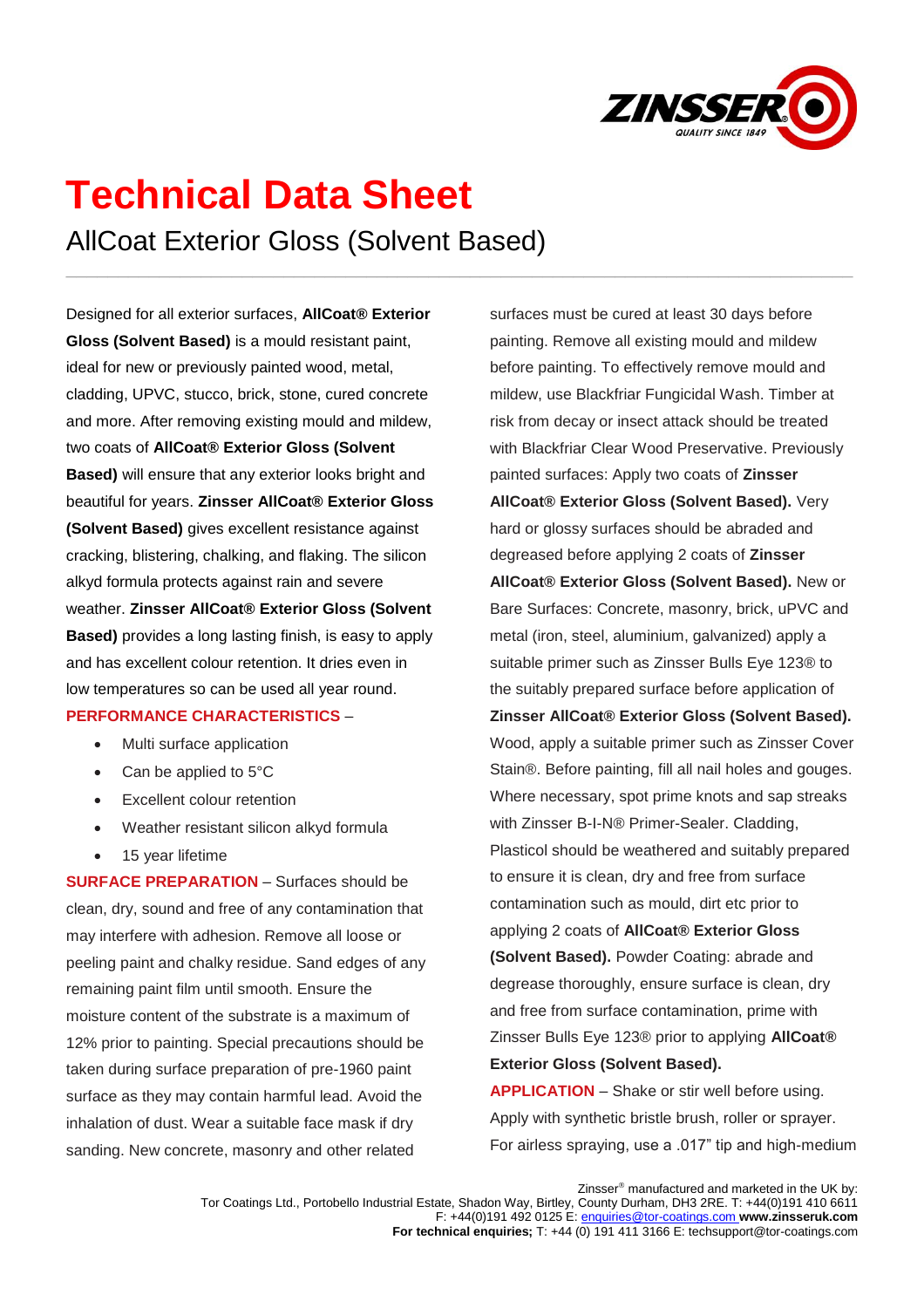# Technical Data Sheet

## AllCoat Exterior Gloss (Solvent Based)

Designed for all exterior surfaces, **AllCoat® Exterior Gloss (Solvent Based)** is a mould resistant paint, ideal for new or previously painted wood, metal, cladding, UPVC, stucco, brick, stone, cured concrete and more. After removing existing mould and mildew, two coats of **AllCoat® Exterior Gloss (Solvent Based)** will ensure that any exterior looks bright and beautiful for years. **Zinsser AllCoat® Exterior Gloss (Solvent Based)** gives excellent resistance against cracking, blistering, chalking, and flaking. The silicon alkyd formula protects against rain and severe weather. **Zinsser AllCoat® Exterior Gloss (Solvent Based)** provides a long lasting finish, is easy to apply and has excellent colour retention. It dries even in low temperatures so can be used all year round.

**PERFORMANCE CHARACTERISTICS** –

- Multi surface application
- Can be applied to 5°C
- Excellent colour retention
- Weather resistant silicon alkyd formula
- 15 year lifetime

**SURFACE PREPARATION** – Surfaces should be clean, dry, sound and free of any contamination that may interfere with adhesion. Remove all loose or peeling paint and chalky residue. Sand edges of any remaining paint film until smooth. Ensure the moisture content of the substrate is a maximum of 12% prior to painting. Special precautions should be taken during surface preparation of pre-1960 paint surface as they may contain harmful lead. Avoid the inhalation of dust. Wear a suitable face mask if dry sanding. New concrete, masonry and other related surfaces must be cured at least 30 days before painting. Remove all existing mould and mildew before painting. To effectively remove mould and mildew, use Blackfriar Fungicidal Wash. Timber at risk from decay or insect attack should be treated with Blackfriar Clear Wood Preservative. Previously painted surfaces: Apply two coats of **Zinsser AllCoat® Exterior Gloss (Solvent Based).** Very hard or glossy surfaces should be abraded and degreased before applying 2 coats of **Zinsser AllCoat® Exterior Gloss (Solvent Based).** New or Bare Surfaces: Concrete, masonry, brick, uPVC and metal (iron, steel, aluminium, galvanized) apply a suitable primer such as Zinsser Bulls Eye 123® to the suitably prepared surface before application of **Zinsser AllCoat® Exterior Gloss (Solvent Based).** Wood, apply a suitable primer such as Zinsser Cover Stain®. Before painting, fill all nail holes and gouges. Where necessary, spot prime knots and sap streaks with Zinsser B-I-N® Primer-Sealer. Cladding, Plasticol should be weathered and suitably prepared to ensure it is clean, dry and free from surface contamination such as mould, dirt etc prior to applying 2 coats of **AllCoat® Exterior Gloss (Solvent Based).** Powder Coating: abrade and degrease thoroughly, ensure surface is clean, dry and free from surface contamination, prime with Zinsser Bulls Eye 123® prior to applying **AllCoat® Exterior Gloss (Solvent Based).**

**APPLICATION** – Shake or stir well before using. Apply with synthetic bristle brush, roller or sprayer. For airless spraying, use a .017" tip and high-medium

Zinsser® manufactured and marketed in the UK by:
Tor Coatings Ltd., Portobello Industrial Estate, Shadon Way, Birtley, County Durham, DH3 2RE. T: +44(0)191 410 6611
F: +44(0)191 492 0125 E: enquiries@tor-coatings.com **www.zinsseruk.com**
**For technical enquiries;** T: +44 (0) 191 411 3166 E: techsupport@tor-coatings.com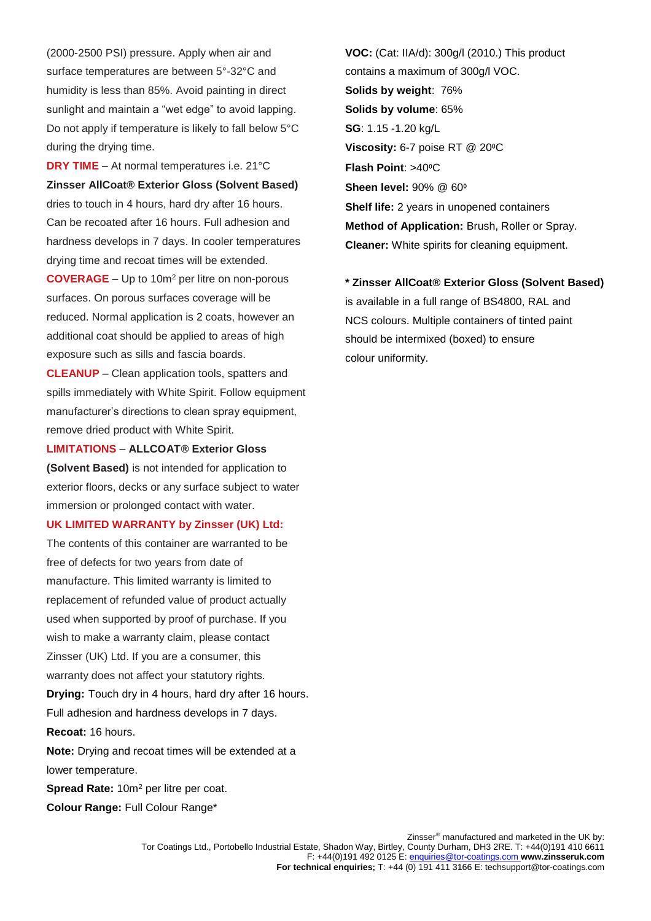(2000-2500 PSI) pressure. Apply when air and surface temperatures are between 5°-32°C and humidity is less than 85%. Avoid painting in direct sunlight and maintain a "wet edge" to avoid lapping. Do not apply if temperature is likely to fall below 5°C during the drying time.

**DRY TIME** – At normal temperatures i.e. 21°C **Zinsser AllCoat® Exterior Gloss (Solvent Based)** dries to touch in 4 hours, hard dry after 16 hours. Can be recoated after 16 hours. Full adhesion and hardness develops in 7 days. In cooler temperatures drying time and recoat times will be extended.

**COVERAGE** – Up to 10m$^2$ per litre on non-porous surfaces. On porous surfaces coverage will be reduced. Normal application is 2 coats, however an additional coat should be applied to areas of high exposure such as sills and fascia boards.

**CLEANUP** – Clean application tools, spatters and spills immediately with White Spirit. Follow equipment manufacturer's directions to clean spray equipment, remove dried product with White Spirit.

**LIMITATIONS** – **ALLCOAT® Exterior Gloss (Solvent Based)** is not intended for application to exterior floors, decks or any surface subject to water immersion or prolonged contact with water.

**UK LIMITED WARRANTY by Zinsser (UK) Ltd:**

The contents of this container are warranted to be free of defects for two years from date of manufacture. This limited warranty is limited to replacement of refunded value of product actually used when supported by proof of purchase. If you wish to make a warranty claim, please contact Zinsser (UK) Ltd. If you are a consumer, this warranty does not affect your statutory rights.

**Drying:** Touch dry in 4 hours, hard dry after 16 hours. Full adhesion and hardness develops in 7 days.

**Recoat:** 16 hours.

**Note:** Drying and recoat times will be extended at a lower temperature.

**Spread Rate:** 10m$^2$ per litre per coat.

**Colour Range:** Full Colour Range*

**VOC:** (Cat: IIA/d): 300g/l (2010.) This product contains a maximum of 300g/l VOC.

**Solids by weight**: 76%

**Solids by volume**: 65%

**SG**: 1.15 -1.20 kg/L

**Viscosity:** 6-7 poise RT @ 20$^0$C

**Flash Point**: >40$^0$C

**Sheen level:** 90% @ 60$^0$

**Shelf life:** 2 years in unopened containers

**Method of Application:** Brush, Roller or Spray.

**Cleaner:** White spirits for cleaning equipment.

**\* Zinsser AllCoat® Exterior Gloss (Solvent Based)** is available in a full range of BS4800, RAL and NCS colours. Multiple containers of tinted paint should be intermixed (boxed) to ensure colour uniformity.

Zinsser® manufactured and marketed in the UK by:
Tor Coatings Ltd., Portobello Industrial Estate, Shadon Way, Birtley, County Durham, DH3 2RE. T: +44(0)191 410 6611
F: +44(0)191 492 0125 E: enquiries@tor-coatings.com **www.zinsseruk.com**
**For technical enquiries;** T: +44 (0) 191 411 3166 E: techsupport@tor-coatings.com